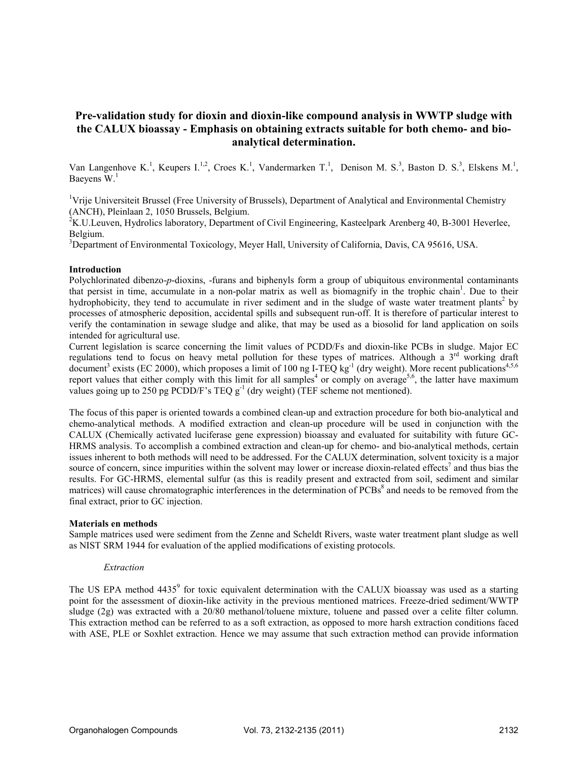# Pre-validation study for dioxin and dioxin-like compound analysis in WWTP sludge with the CALUX bioassay - Emphasis on obtaining extracts suitable for both chemo- and bio-analytical determination.

Van Langenhove K.[1], Keupers I.[1,2], Croes K.[1], Vandermarken T.[1], Denison M. S.[3], Baston D. S.[3], Elskens M.[1], Baeyens W.[1]

[1]Vrije Universiteit Brussel (Free University of Brussels), Department of Analytical and Environmental Chemistry (ANCH), Pleinlaan 2, 1050 Brussels, Belgium.

[2]K.U.Leuven, Hydrolics laboratory, Department of Civil Engineering, Kasteelpark Arenberg 40, B-3001 Heverlee, Belgium.

[3]Department of Environmental Toxicology, Meyer Hall, University of California, Davis, CA 95616, USA.

## Introduction

Polychlorinated dibenzo-*p*-dioxins, -furans and biphenyls form a group of ubiquitous environmental contaminants that persist in time, accumulate in a non-polar matrix as well as biomagnify in the trophic chain[1]. Due to their hydrophobicity, they tend to accumulate in river sediment and in the sludge of waste water treatment plants[2] by processes of atmospheric deposition, accidental spills and subsequent run-off. It is therefore of particular interest to verify the contamination in sewage sludge and alike, that may be used as a biosolid for land application on soils intended for agricultural use.

Current legislation is scarce concerning the limit values of PCDD/Fs and dioxin-like PCBs in sludge. Major EC regulations tend to focus on heavy metal pollution for these types of matrices. Although a 3rd working draft document[3] exists (EC 2000), which proposes a limit of 100 ng I-TEQ $kg^{-1}$ (dry weight). More recent publications[4,5,6] report values that either comply with this limit for all samples[4] or comply on average[5,6], the latter have maximum values going up to 250 pg PCDD/F's TEQ $g^{-1}$ (dry weight) (TEF scheme not mentioned).

The focus of this paper is oriented towards a combined clean-up and extraction procedure for both bio-analytical and chemo-analytical methods. A modified extraction and clean-up procedure will be used in conjunction with the CALUX (Chemically activated luciferase gene expression) bioassay and evaluated for suitability with future GC-HRMS analysis. To accomplish a combined extraction and clean-up for chemo- and bio-analytical methods, certain issues inherent to both methods will need to be addressed. For the CALUX determination, solvent toxicity is a major source of concern, since impurities within the solvent may lower or increase dioxin-related effects[7] and thus bias the results. For GC-HRMS, elemental sulfur (as this is readily present and extracted from soil, sediment and similar matrices) will cause chromatographic interferences in the determination of PCBs[8] and needs to be removed from the final extract, prior to GC injection.

## Materials en methods

Sample matrices used were sediment from the Zenne and Scheldt Rivers, waste water treatment plant sludge as well as NIST SRM 1944 for evaluation of the applied modifications of existing protocols.

### *Extraction*

The US EPA method 4435[9] for toxic equivalent determination with the CALUX bioassay was used as a starting point for the assessment of dioxin-like activity in the previous mentioned matrices. Freeze-dried sediment/WWTP sludge (2g) was extracted with a 20/80 methanol/toluene mixture, toluene and passed over a celite filter column. This extraction method can be referred to as a soft extraction, as opposed to more harsh extraction conditions faced with ASE, PLE or Soxhlet extraction. Hence we may assume that such extraction method can provide information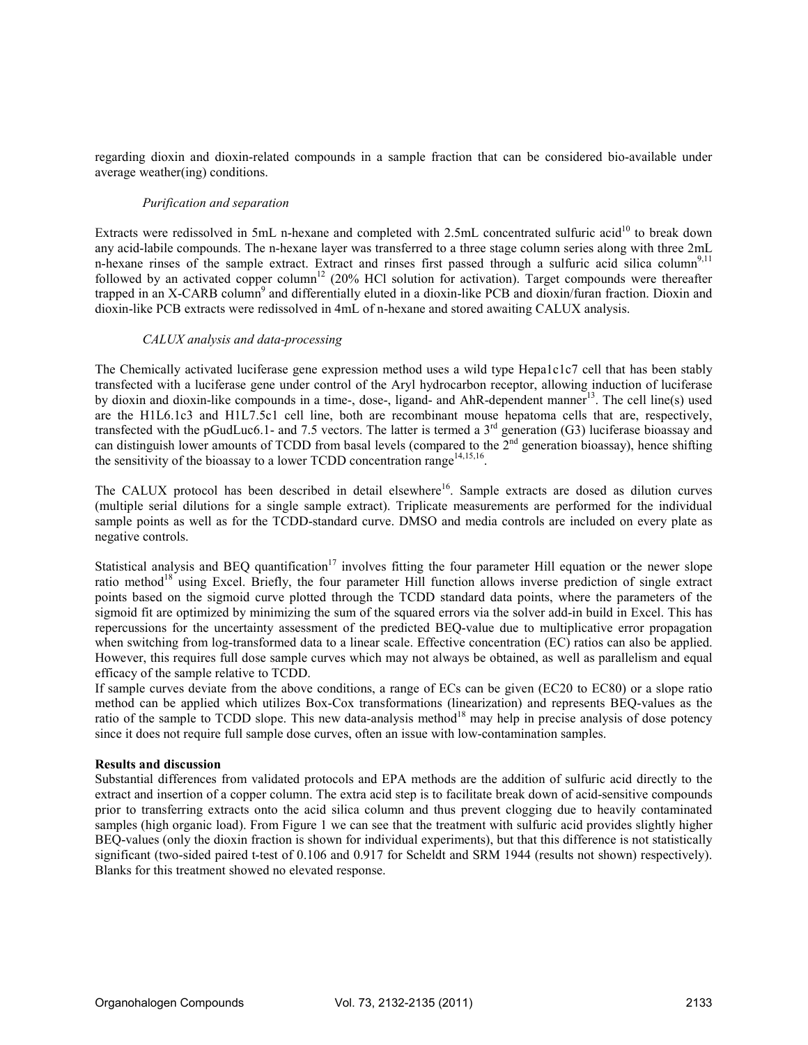regarding dioxin and dioxin-related compounds in a sample fraction that can be considered bio-available under average weather(ing) conditions.

*Purification and separation*

Extracts were redissolved in 5mL n-hexane and completed with 2.5mL concentrated sulfuric acid[10] to break down any acid-labile compounds. The n-hexane layer was transferred to a three stage column series along with three 2mL n-hexane rinses of the sample extract. Extract and rinses first passed through a sulfuric acid silica column[9,11] followed by an activated copper column[12] (20% HCl solution for activation). Target compounds were thereafter trapped in an X-CARB column[9] and differentially eluted in a dioxin-like PCB and dioxin/furan fraction. Dioxin and dioxin-like PCB extracts were redissolved in 4mL of n-hexane and stored awaiting CALUX analysis.

*CALUX analysis and data-processing*

The Chemically activated luciferase gene expression method uses a wild type Hepa1c1c7 cell that has been stably transfected with a luciferase gene under control of the Aryl hydrocarbon receptor, allowing induction of luciferase by dioxin and dioxin-like compounds in a time-, dose-, ligand- and AhR-dependent manner[13]. The cell line(s) used are the H1L6.1c3 and H1L7.5c1 cell line, both are recombinant mouse hepatoma cells that are, respectively, transfected with the pGudLuc6.1- and 7.5 vectors. The latter is termed a 3rd generation (G3) luciferase bioassay and can distinguish lower amounts of TCDD from basal levels (compared to the 2nd generation bioassay), hence shifting the sensitivity of the bioassay to a lower TCDD concentration range[14,15,16].

The CALUX protocol has been described in detail elsewhere[16]. Sample extracts are dosed as dilution curves (multiple serial dilutions for a single sample extract). Triplicate measurements are performed for the individual sample points as well as for the TCDD-standard curve. DMSO and media controls are included on every plate as negative controls.

Statistical analysis and BEQ quantification[17] involves fitting the four parameter Hill equation or the newer slope ratio method[18] using Excel. Briefly, the four parameter Hill function allows inverse prediction of single extract points based on the sigmoid curve plotted through the TCDD standard data points, where the parameters of the sigmoid fit are optimized by minimizing the sum of the squared errors via the solver add-in build in Excel. This has repercussions for the uncertainty assessment of the predicted BEQ-value due to multiplicative error propagation when switching from log-transformed data to a linear scale. Effective concentration (EC) ratios can also be applied. However, this requires full dose sample curves which may not always be obtained, as well as parallelism and equal efficacy of the sample relative to TCDD.

If sample curves deviate from the above conditions, a range of ECs can be given (EC20 to EC80) or a slope ratio method can be applied which utilizes Box-Cox transformations (linearization) and represents BEQ-values as the ratio of the sample to TCDD slope. This new data-analysis method[18] may help in precise analysis of dose potency since it does not require full sample dose curves, often an issue with low-contamination samples.

**Results and discussion**

Substantial differences from validated protocols and EPA methods are the addition of sulfuric acid directly to the extract and insertion of a copper column. The extra acid step is to facilitate break down of acid-sensitive compounds prior to transferring extracts onto the acid silica column and thus prevent clogging due to heavily contaminated samples (high organic load). From Figure 1 we can see that the treatment with sulfuric acid provides slightly higher BEQ-values (only the dioxin fraction is shown for individual experiments), but that this difference is not statistically significant (two-sided paired t-test of 0.106 and 0.917 for Scheldt and SRM 1944 (results not shown) respectively). Blanks for this treatment showed no elevated response.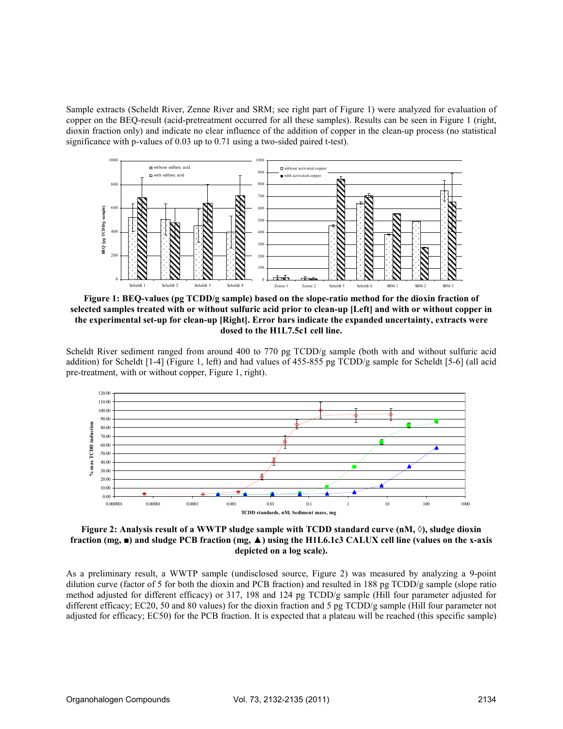Sample extracts (Scheldt River, Zenne River and SRM; see right part of Figure 1) were analyzed for evaluation of copper on the BEQ-result (acid-pretreatment occurred for all these samples). Results can be seen in Figure 1 (right, dioxin fraction only) and indicate no clear influence of the addition of copper in the clean-up process (no statistical significance with p-values of 0.03 up to 0.71 using a two-sided paired t-test).

**Figure 1: BEQ-values (pg TCDD/g sample) based on the slope-ratio method for the dioxin fraction of selected samples treated with or without sulfuric acid prior to clean-up [Left] and with or without copper in the experimental set-up for clean-up [Right]. Error bars indicate the expanded uncertainty, extracts were dosed to the H1L7.5c1 cell line.**

Scheldt River sediment ranged from around 400 to 770 pg TCDD/g sample (both with and without sulfuric acid addition) for Scheldt [1-4] (Figure 1, left) and had values of 455-855 pg TCDD/g sample for Scheldt [5-6] (all acid pre-treatment, with or without copper, Figure 1, right).

**Figure 2: Analysis result of a WWTP sludge sample with TCDD standard curve (nM, ◊), sludge dioxin fraction (mg, ■) and sludge PCB fraction (mg, ▲) using the H1L6.1c3 CALUX cell line (values on the x-axis depicted on a log scale).**

As a preliminary result, a WWTP sample (undisclosed source, Figure 2) was measured by analyzing a 9-point dilution curve (factor of 5 for both the dioxin and PCB fraction) and resulted in 188 pg TCDD/g sample (slope ratio method adjusted for different efficacy) or 317, 198 and 124 pg TCDD/g sample (Hill four parameter adjusted for different efficacy; EC20, 50 and 80 values) for the dioxin fraction and 5 pg TCDD/g sample (Hill four parameter not adjusted for efficacy; EC50) for the PCB fraction. It is expected that a plateau will be reached (this specific sample)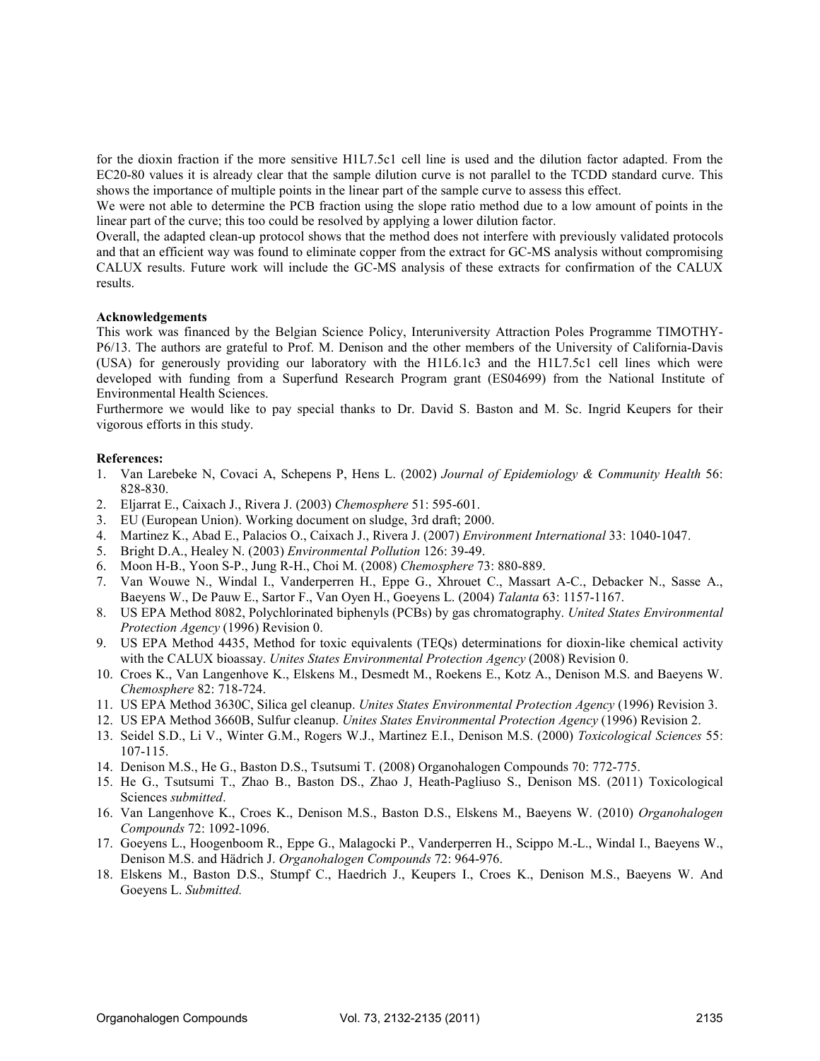for the dioxin fraction if the more sensitive H1L7.5c1 cell line is used and the dilution factor adapted. From the EC20-80 values it is already clear that the sample dilution curve is not parallel to the TCDD standard curve. This shows the importance of multiple points in the linear part of the sample curve to assess this effect.

We were not able to determine the PCB fraction using the slope ratio method due to a low amount of points in the linear part of the curve; this too could be resolved by applying a lower dilution factor.

Overall, the adapted clean-up protocol shows that the method does not interfere with previously validated protocols and that an efficient way was found to eliminate copper from the extract for GC-MS analysis without compromising CALUX results. Future work will include the GC-MS analysis of these extracts for confirmation of the CALUX results.

**Acknowledgements**

This work was financed by the Belgian Science Policy, Interuniversity Attraction Poles Programme TIMOTHY-P6/13. The authors are grateful to Prof. M. Denison and the other members of the University of California-Davis (USA) for generously providing our laboratory with the H1L6.1c3 and the H1L7.5c1 cell lines which were developed with funding from a Superfund Research Program grant (ES04699) from the National Institute of Environmental Health Sciences.

Furthermore we would like to pay special thanks to Dr. David S. Baston and M. Sc. Ingrid Keupers for their vigorous efforts in this study.

**References:**

1. Van Larebeke N, Covaci A, Schepens P, Hens L. (2002) *Journal of Epidemiology & Community Health* 56: 828-830.
2. Eljarrat E., Caixach J., Rivera J. (2003) *Chemosphere* 51: 595-601.
3. EU (European Union). Working document on sludge, 3rd draft; 2000.
4. Martinez K., Abad E., Palacios O., Caixach J., Rivera J. (2007) *Environment International* 33: 1040-1047.
5. Bright D.A., Healey N. (2003) *Environmental Pollution* 126: 39-49.
6. Moon H-B., Yoon S-P., Jung R-H., Choi M. (2008) *Chemosphere* 73: 880-889.
7. Van Wouwe N., Windal I., Vanderperren H., Eppe G., Xhrouet C., Massart A-C., Debacker N., Sasse A., Baeyens W., De Pauw E., Sartor F., Van Oyen H., Goeyens L. (2004) *Talanta* 63: 1157-1167.
8. US EPA Method 8082, Polychlorinated biphenyls (PCBs) by gas chromatography. *United States Environmental Protection Agency* (1996) Revision 0.
9. US EPA Method 4435, Method for toxic equivalents (TEQs) determinations for dioxin-like chemical activity with the CALUX bioassay. *Unites States Environmental Protection Agency* (2008) Revision 0.
10. Croes K., Van Langenhove K., Elskens M., Desmedt M., Roekens E., Kotz A., Denison M.S. and Baeyens W. *Chemosphere* 82: 718-724.
11. US EPA Method 3630C, Silica gel cleanup. *Unites States Environmental Protection Agency* (1996) Revision 3.
12. US EPA Method 3660B, Sulfur cleanup. *Unites States Environmental Protection Agency* (1996) Revision 2.
13. Seidel S.D., Li V., Winter G.M., Rogers W.J., Martinez E.I., Denison M.S. (2000) *Toxicological Sciences* 55: 107-115.
14. Denison M.S., He G., Baston D.S., Tsutsumi T. (2008) Organohalogen Compounds 70: 772-775.
15. He G., Tsutsumi T., Zhao B., Baston DS., Zhao J, Heath-Pagliuso S., Denison MS. (2011) Toxicological Sciences *submitted*.
16. Van Langenhove K., Croes K., Denison M.S., Baston D.S., Elskens M., Baeyens W. (2010) *Organohalogen Compounds* 72: 1092-1096.
17. Goeyens L., Hoogenboom R., Eppe G., Malagocki P., Vanderperren H., Scippo M.-L., Windal I., Baeyens W., Denison M.S. and Hädrich J. *Organohalogen Compounds* 72: 964-976.
18. Elskens M., Baston D.S., Stumpf C., Haedrich J., Keupers I., Croes K., Denison M.S., Baeyens W. And Goeyens L. *Submitted.*